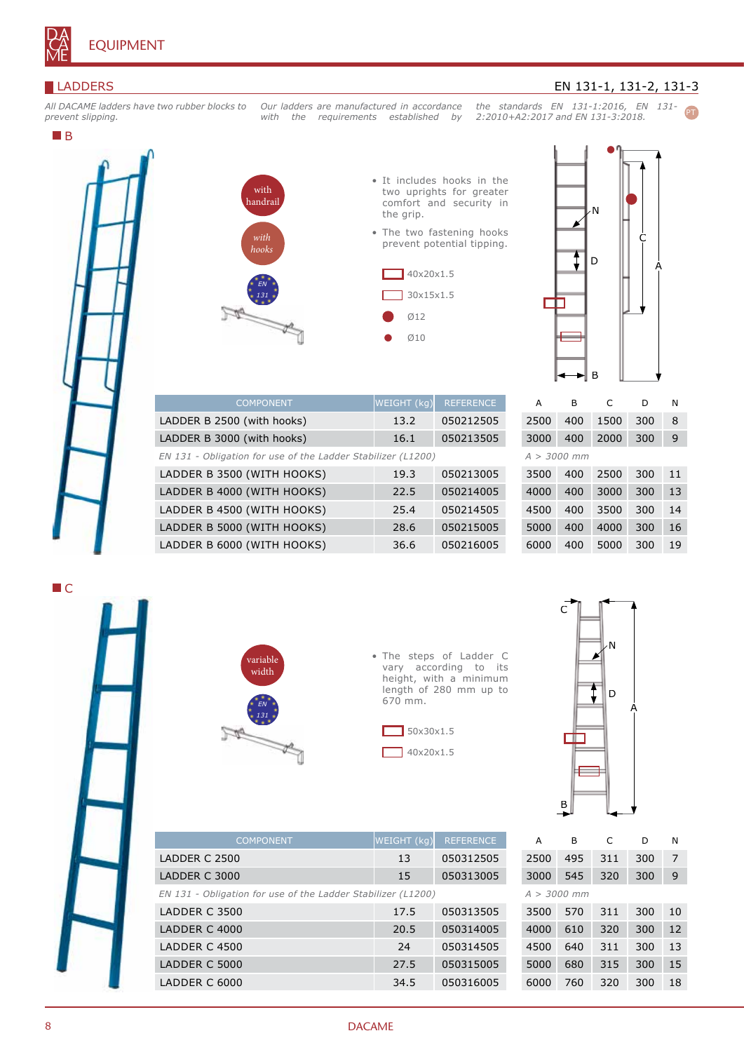# EQUIPMENT

## LADDERS

EN 131-1, 131-2, 131-3

*All DACAME ladders have two rubber blocks to prevent slipping.*

*Our ladders are manufactured in accordance with the requirements established by the standards EN 131-1:2016, EN 131-2:2010+A2:2017 and EN 131-3:2018.*

### B

with handrail

with hooks

EN 131

- It includes hooks in the two uprights for greater comfort and security in the grip.
- The two fastening hooks prevent potential tipping.

40x20x1.5

30x15x1.5

Ø12

Ø10

| COMPONENT | WEIGHT (kg) | REFERENCE | A | B | C | D | N |
|---|---|---|---|---|---|---|---|
| LADDER B 2500 (with hooks) | 13.2 | 050212505 | 2500 | 400 | 1500 | 300 | 8 |
| LADDER B 3000 (with hooks) | 16.1 | 050213505 | 3000 | 400 | 2000 | 300 | 9 |
| *EN 131 - Obligation for use of the Ladder Stabilizer (L1200)* | | | *A > 3000 mm* | | | | |
| LADDER B 3500 (WITH HOOKS) | 19.3 | 050213005 | 3500 | 400 | 2500 | 300 | 11 |
| LADDER B 4000 (WITH HOOKS) | 22.5 | 050214005 | 4000 | 400 | 3000 | 300 | 13 |
| LADDER B 4500 (WITH HOOKS) | 25.4 | 050214505 | 4500 | 400 | 3500 | 300 | 14 |
| LADDER B 5000 (WITH HOOKS) | 28.6 | 050215005 | 5000 | 400 | 4000 | 300 | 16 |
| LADDER B 6000 (WITH HOOKS) | 36.6 | 050216005 | 6000 | 400 | 5000 | 300 | 19 |

### C

variable width

EN 131

- The steps of Ladder C vary according to its height, with a minimum length of 280 mm up to 670 mm.

50x30x1.5

40x20x1.5

| COMPONENT | WEIGHT (kg) | REFERENCE | A | B | C | D | N |
|---|---|---|---|---|---|---|---|
| LADDER C 2500 | 13 | 050312505 | 2500 | 495 | 311 | 300 | 7 |
| LADDER C 3000 | 15 | 050313005 | 3000 | 545 | 320 | 300 | 9 |
| *EN 131 - Obligation for use of the Ladder Stabilizer (L1200)* | | | *A > 3000 mm* | | | | |
| LADDER C 3500 | 17.5 | 050313505 | 3500 | 570 | 311 | 300 | 10 |
| LADDER C 4000 | 20.5 | 050314005 | 4000 | 610 | 320 | 300 | 12 |
| LADDER C 4500 | 24 | 050314505 | 4500 | 640 | 311 | 300 | 13 |
| LADDER C 5000 | 27.5 | 050315005 | 5000 | 680 | 315 | 300 | 15 |
| LADDER C 6000 | 34.5 | 050316005 | 6000 | 760 | 320 | 300 | 18 |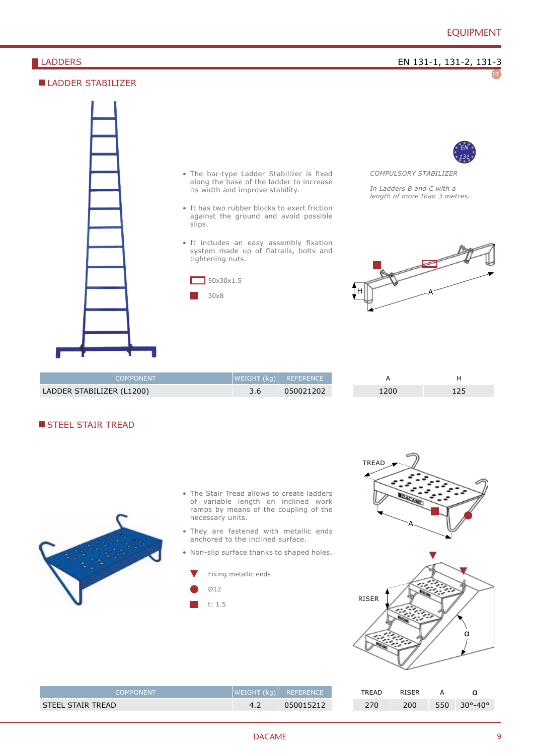# LADDERS

EN 131-1, 131-2, 131-3

PT

## LADDER STABILIZER

- The bar-type Ladder Stabilizer is fixed along the base of the ladder to increase its width and improve stability.
- It has two rubber blocks to exert friction against the ground and avoid possible slips.
- It includes an easy assembly fixation system made up of flatrails, bolts and tightening nuts.

50x30x1.5

30x8

EN 131

*COMPULSORY STABILIZER*

*In Ladders B and C with a length of more than 3 metres.*

H

A

| COMPONENT | WEIGHT (kg) | REFERENCE |
|---|---|---|
| LADDER STABILIZER (L1200) | 3.6 | 050021202 |

| A | H |
|---|---|
| 1200 | 125 |

## STEEL STAIR TREAD

- The Stair Tread allows to create ladders of variable length on inclined work ramps by means of the coupling of the necessary units.
- They are fastened with metallic ends anchored to the inclined surface.
- Non-slip surface thanks to shaped holes.

Fixing metallic ends

Ø12

t: 1.5

TREAD

A

RISER

α

| COMPONENT | WEIGHT (kg) | REFERENCE |
|---|---|---|
| STEEL STAIR TREAD | 4.2 | 050015212 |

| TREAD | RISER | A | α |
|---|---|---|---|
| 270 | 200 | 550 | 30°-40° |